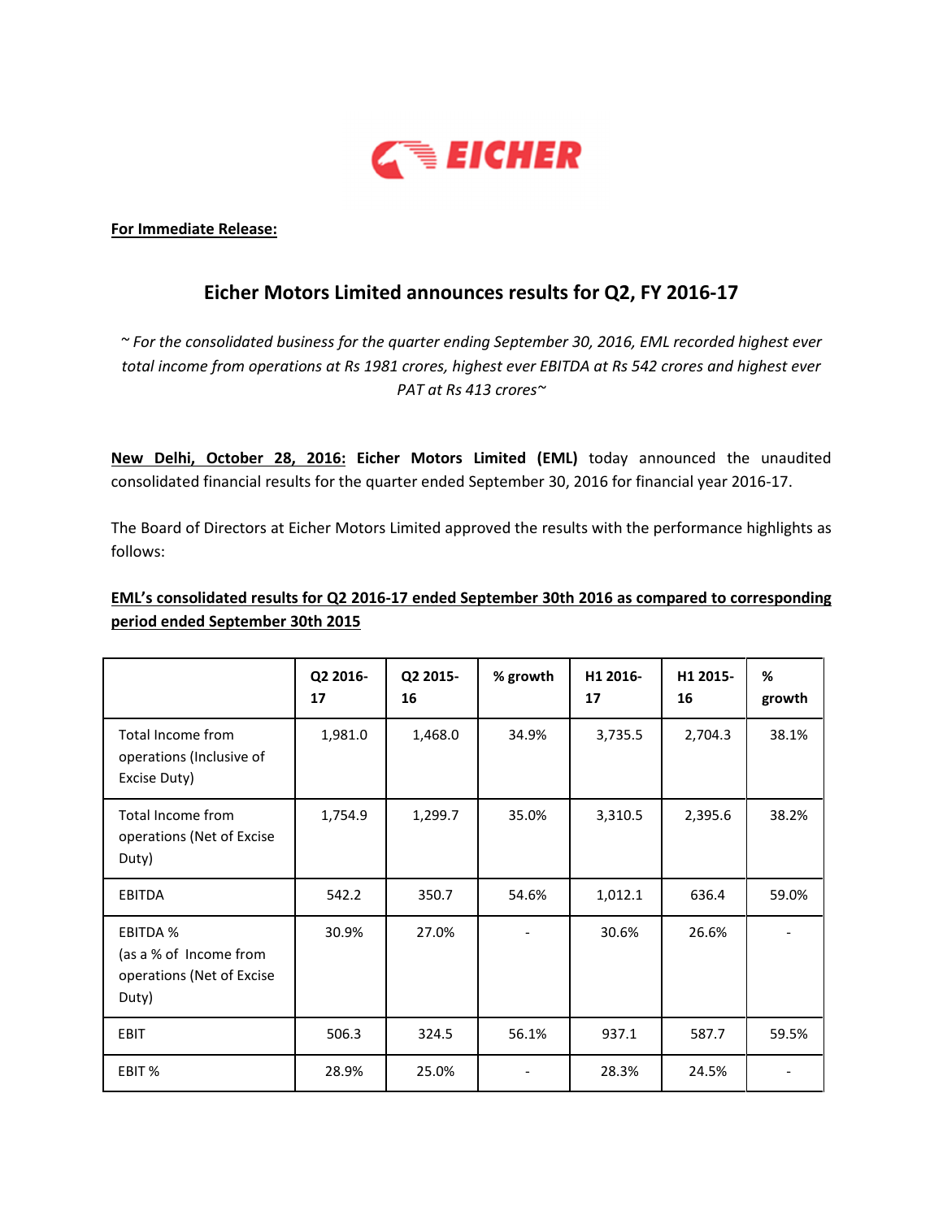**For Immediate Release:**

# Eicher Motors Limited announces results for Q2, FY 2016-17

*~ For the consolidated business for the quarter ending September 30, 2016, EML recorded highest ever total income from operations at Rs 1981 crores, highest ever EBITDA at Rs 542 crores and highest ever PAT at Rs 413 crores~*

**New Delhi, October 28, 2016:** **Eicher Motors Limited (EML)** today announced the unaudited consolidated financial results for the quarter ended September 30, 2016 for financial year 2016-17.

The Board of Directors at Eicher Motors Limited approved the results with the performance highlights as follows:

**EML's consolidated results for Q2 2016-17 ended September 30th 2016 as compared to corresponding period ended September 30th 2015**

| | Q2 2016-17 | Q2 2015-16 | % growth | H1 2016-17 | H1 2015-16 | % growth |
|---|---|---|---|---|---|---|
| Total Income from operations (Inclusive of Excise Duty) | 1,981.0 | 1,468.0 | 34.9% | 3,735.5 | 2,704.3 | 38.1% |
| Total Income from operations (Net of Excise Duty) | 1,754.9 | 1,299.7 | 35.0% | 3,310.5 | 2,395.6 | 38.2% |
| EBITDA | 542.2 | 350.7 | 54.6% | 1,012.1 | 636.4 | 59.0% |
| EBITDA % (as a % of Income from operations (Net of Excise Duty) | 30.9% | 27.0% | - | 30.6% | 26.6% | - |
| EBIT | 506.3 | 324.5 | 56.1% | 937.1 | 587.7 | 59.5% |
| EBIT % | 28.9% | 25.0% | - | 28.3% | 24.5% | - |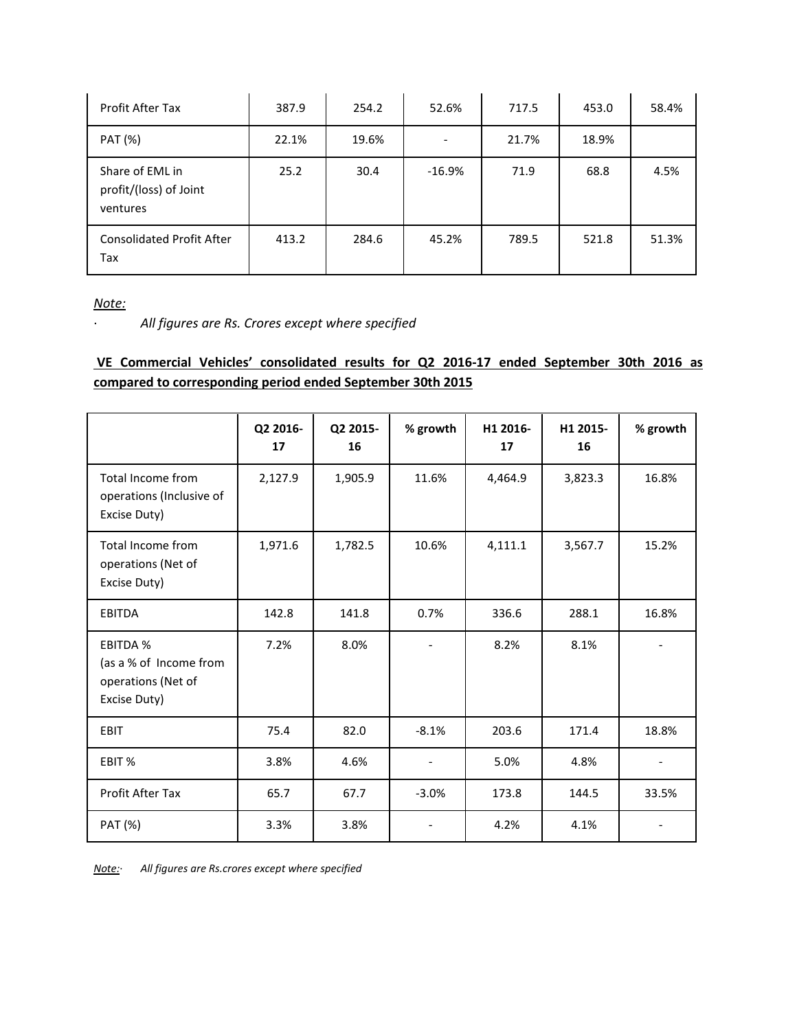| | | | | | | |
|---|---|---|---|---|---|---|
| Profit After Tax | 387.9 | 254.2 | 52.6% | 717.5 | 453.0 | 58.4% |
| PAT (%) | 22.1% | 19.6% | - | 21.7% | 18.9% | |
| Share of EML in profit/(loss) of Joint ventures | 25.2 | 30.4 | -16.9% | 71.9 | 68.8 | 4.5% |
| Consolidated Profit After Tax | 413.2 | 284.6 | 45.2% | 789.5 | 521.8 | 51.3% |

*Note:*

· *All figures are Rs. Crores except where specified*

**VE Commercial Vehicles' consolidated results for Q2 2016-17 ended September 30th 2016 as compared to corresponding period ended September 30th 2015**

| | Q2 2016-17 | Q2 2015-16 | % growth | H1 2016-17 | H1 2015-16 | % growth |
|---|---|---|---|---|---|---|
| Total Income from operations (Inclusive of Excise Duty) | 2,127.9 | 1,905.9 | 11.6% | 4,464.9 | 3,823.3 | 16.8% |
| Total Income from operations (Net of Excise Duty) | 1,971.6 | 1,782.5 | 10.6% | 4,111.1 | 3,567.7 | 15.2% |
| EBITDA | 142.8 | 141.8 | 0.7% | 336.6 | 288.1 | 16.8% |
| EBITDA % (as a % of Income from operations (Net of Excise Duty) | 7.2% | 8.0% | - | 8.2% | 8.1% | - |
| EBIT | 75.4 | 82.0 | -8.1% | 203.6 | 171.4 | 18.8% |
| EBIT % | 3.8% | 4.6% | - | 5.0% | 4.8% | - |
| Profit After Tax | 65.7 | 67.7 | -3.0% | 173.8 | 144.5 | 33.5% |
| PAT (%) | 3.3% | 3.8% | - | 4.2% | 4.1% | - |

*Note:· All figures are Rs.crores except where specified*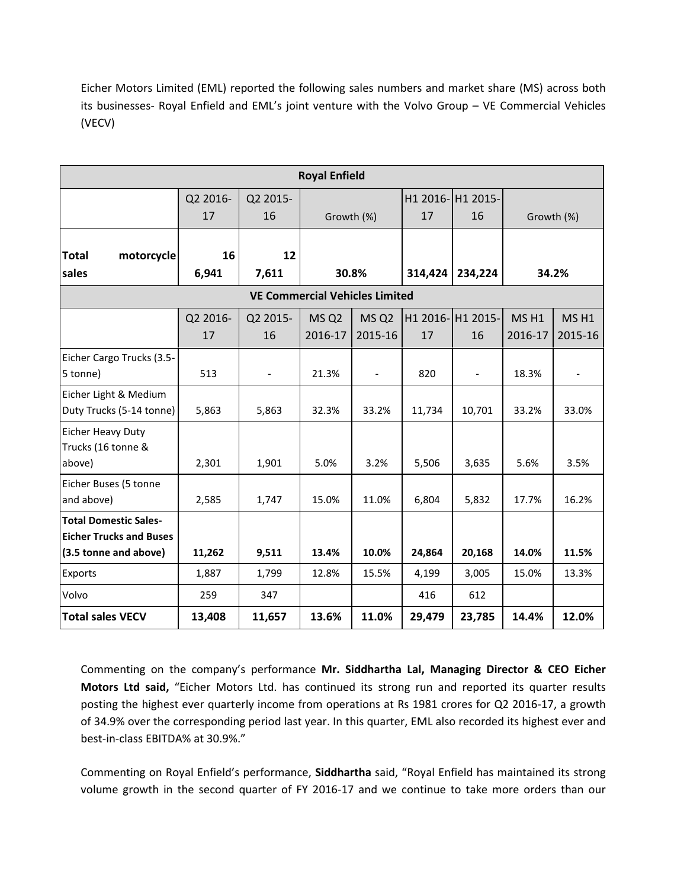Eicher Motors Limited (EML) reported the following sales numbers and market share (MS) across both its businesses- Royal Enfield and EML's joint venture with the Volvo Group – VE Commercial Vehicles (VECV)

| **Royal Enfield** | | | | | | | | |
|---|---|---|---|---|---|---|---|---|
| | Q2 2016-17 | Q2 2015-16 | Growth (%) | | H1 2016-17 | H1 2015-16 | Growth (%) | |
| **Total motorcycle sales** | **166,941** | **127,611** | **30.8%** | | **314,424** | **234,224** | **34.2%** | |
| **VE Commercial Vehicles Limited** | | | | | | | | |
| | Q2 2016-17 | Q2 2015-16 | MS Q2 2016-17 | MS Q2 2015-16 | H1 2016-17 | H1 2015-16 | MS H1 2016-17 | MS H1 2015-16 |
| Eicher Cargo Trucks (3.5-5 tonne) | 513 | - | 21.3% | - | 820 | - | 18.3% | - |
| Eicher Light & Medium Duty Trucks (5-14 tonne) | 5,863 | 5,863 | 32.3% | 33.2% | 11,734 | 10,701 | 33.2% | 33.0% |
| Eicher Heavy Duty Trucks (16 tonne & above) | 2,301 | 1,901 | 5.0% | 3.2% | 5,506 | 3,635 | 5.6% | 3.5% |
| Eicher Buses (5 tonne and above) | 2,585 | 1,747 | 15.0% | 11.0% | 6,804 | 5,832 | 17.7% | 16.2% |
| **Total Domestic Sales- Eicher Trucks and Buses (3.5 tonne and above)** | **11,262** | **9,511** | **13.4%** | **10.0%** | **24,864** | **20,168** | **14.0%** | **11.5%** |
| Exports | 1,887 | 1,799 | 12.8% | 15.5% | 4,199 | 3,005 | 15.0% | 13.3% |
| Volvo | 259 | 347 | | | 416 | 612 | | |
| **Total sales VECV** | **13,408** | **11,657** | **13.6%** | **11.0%** | **29,479** | **23,785** | **14.4%** | **12.0%** |

Commenting on the company's performance **Mr. Siddhartha Lal, Managing Director & CEO Eicher Motors Ltd said,** "Eicher Motors Ltd. has continued its strong run and reported its quarter results posting the highest ever quarterly income from operations at Rs 1981 crores for Q2 2016-17, a growth of 34.9% over the corresponding period last year. In this quarter, EML also recorded its highest ever and best-in-class EBITDA% at 30.9%."

Commenting on Royal Enfield's performance, **Siddhartha** said, "Royal Enfield has maintained its strong volume growth in the second quarter of FY 2016-17 and we continue to take more orders than our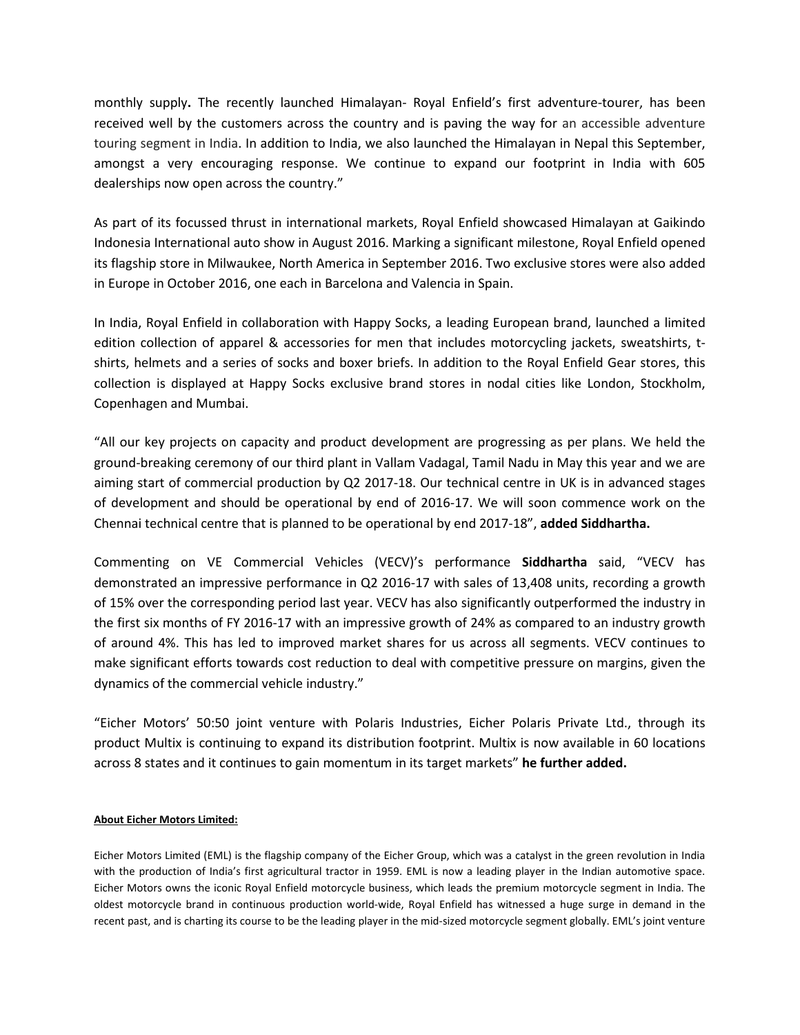monthly supply**.** The recently launched Himalayan- Royal Enfield's first adventure-tourer, has been received well by the customers across the country and is paving the way for an accessible adventure touring segment in India. In addition to India, we also launched the Himalayan in Nepal this September, amongst a very encouraging response. We continue to expand our footprint in India with 605 dealerships now open across the country."

As part of its focussed thrust in international markets, Royal Enfield showcased Himalayan at Gaikindo Indonesia International auto show in August 2016. Marking a significant milestone, Royal Enfield opened its flagship store in Milwaukee, North America in September 2016. Two exclusive stores were also added in Europe in October 2016, one each in Barcelona and Valencia in Spain.

In India, Royal Enfield in collaboration with Happy Socks, a leading European brand, launched a limited edition collection of apparel & accessories for men that includes motorcycling jackets, sweatshirts, t-shirts, helmets and a series of socks and boxer briefs. In addition to the Royal Enfield Gear stores, this collection is displayed at Happy Socks exclusive brand stores in nodal cities like London, Stockholm, Copenhagen and Mumbai.

"All our key projects on capacity and product development are progressing as per plans. We held the ground-breaking ceremony of our third plant in Vallam Vadagal, Tamil Nadu in May this year and we are aiming start of commercial production by Q2 2017-18. Our technical centre in UK is in advanced stages of development and should be operational by end of 2016-17. We will soon commence work on the Chennai technical centre that is planned to be operational by end 2017-18", **added Siddhartha.**

Commenting on VE Commercial Vehicles (VECV)'s performance **Siddhartha** said, "VECV has demonstrated an impressive performance in Q2 2016-17 with sales of 13,408 units, recording a growth of 15% over the corresponding period last year. VECV has also significantly outperformed the industry in the first six months of FY 2016-17 with an impressive growth of 24% as compared to an industry growth of around 4%. This has led to improved market shares for us across all segments. VECV continues to make significant efforts towards cost reduction to deal with competitive pressure on margins, given the dynamics of the commercial vehicle industry."

"Eicher Motors' 50:50 joint venture with Polaris Industries, Eicher Polaris Private Ltd., through its product Multix is continuing to expand its distribution footprint. Multix is now available in 60 locations across 8 states and it continues to gain momentum in its target markets" **he further added.**

**About Eicher Motors Limited:**

Eicher Motors Limited (EML) is the flagship company of the Eicher Group, which was a catalyst in the green revolution in India with the production of India's first agricultural tractor in 1959. EML is now a leading player in the Indian automotive space. Eicher Motors owns the iconic Royal Enfield motorcycle business, which leads the premium motorcycle segment in India. The oldest motorcycle brand in continuous production world-wide, Royal Enfield has witnessed a huge surge in demand in the recent past, and is charting its course to be the leading player in the mid-sized motorcycle segment globally. EML's joint venture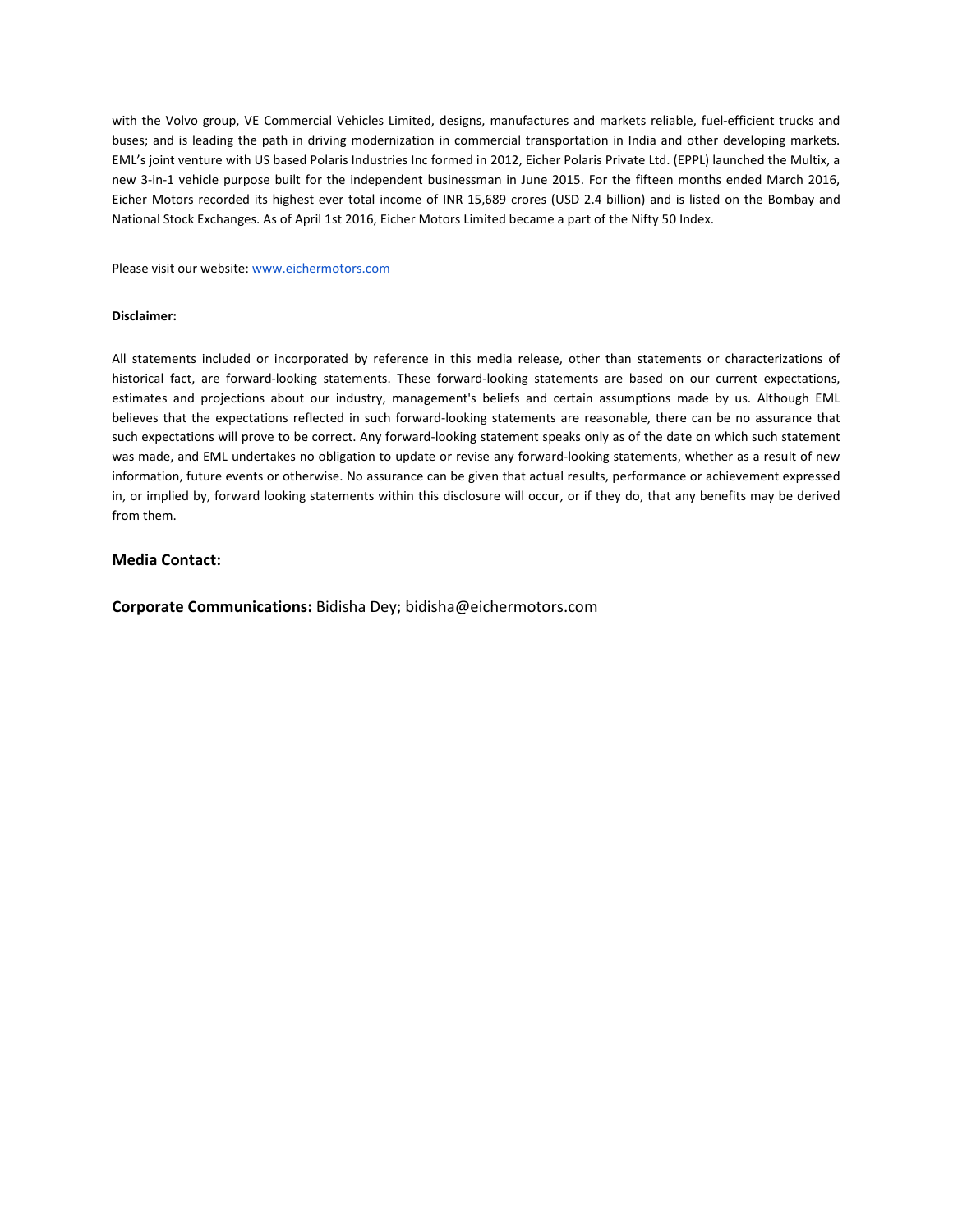with the Volvo group, VE Commercial Vehicles Limited, designs, manufactures and markets reliable, fuel-efficient trucks and buses; and is leading the path in driving modernization in commercial transportation in India and other developing markets. EML's joint venture with US based Polaris Industries Inc formed in 2012, Eicher Polaris Private Ltd. (EPPL) launched the Multix, a new 3-in-1 vehicle purpose built for the independent businessman in June 2015. For the fifteen months ended March 2016, Eicher Motors recorded its highest ever total income of INR 15,689 crores (USD 2.4 billion) and is listed on the Bombay and National Stock Exchanges. As of April 1st 2016, Eicher Motors Limited became a part of the Nifty 50 Index.

Please visit our website: www.eichermotors.com

**Disclaimer:**

All statements included or incorporated by reference in this media release, other than statements or characterizations of historical fact, are forward-looking statements. These forward-looking statements are based on our current expectations, estimates and projections about our industry, management's beliefs and certain assumptions made by us. Although EML believes that the expectations reflected in such forward-looking statements are reasonable, there can be no assurance that such expectations will prove to be correct. Any forward-looking statement speaks only as of the date on which such statement was made, and EML undertakes no obligation to update or revise any forward-looking statements, whether as a result of new information, future events or otherwise. No assurance can be given that actual results, performance or achievement expressed in, or implied by, forward looking statements within this disclosure will occur, or if they do, that any benefits may be derived from them.

### Media Contact:

**Corporate Communications:** Bidisha Dey; bidisha@eichermotors.com